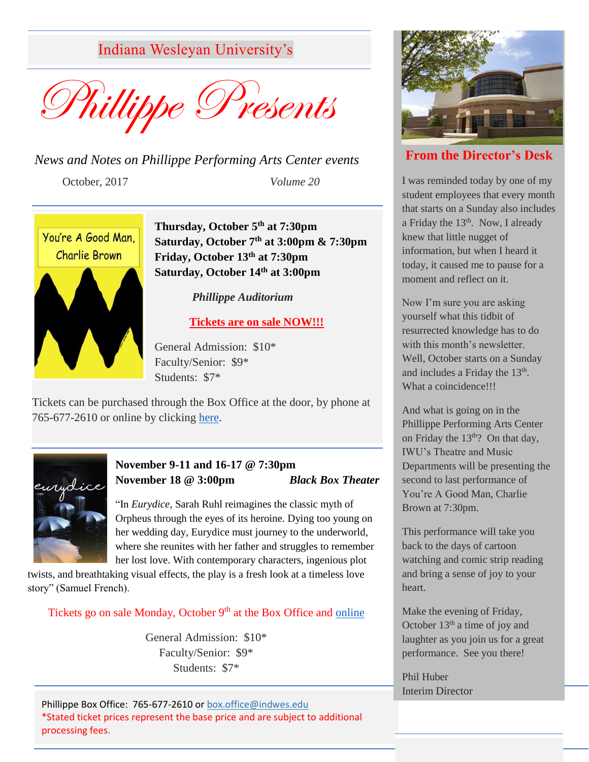Indiana Wesleyan University's

# Phillippe Presents

*News and Notes on Phillippe Performing Arts Center events*

October, 2017 *Volume 20*

You're A Good Man, Charlie Brown

**Thursday, October 5th at 7:30pm**
**Saturday, October 7th at 3:00pm & 7:30pm**
**Friday, October 13th at 7:30pm**
**Saturday, October 14th at 3:00pm**

***Phillippe Auditorium***

**Tickets are on sale NOW!!!**

General Admission: $10*
Faculty/Senior: $9*
Students: $7*

Tickets can be purchased through the Box Office at the door, by phone at 765-677-2610 or online by clicking here.

eurydice

**November 9-11 and 16-17 @ 7:30pm**
**November 18 @ 3:00pm** ***Black Box Theater***

"In *Eurydice*, Sarah Ruhl reimagines the classic myth of Orpheus through the eyes of its heroine. Dying too young on her wedding day, Eurydice must journey to the underworld, where she reunites with her father and struggles to remember her lost love. With contemporary characters, ingenious plot twists, and breathtaking visual effects, the play is a fresh look at a timeless love story" (Samuel French).

Tickets go on sale Monday, October 9th at the Box Office and online

General Admission: $10*
Faculty/Senior: $9*
Students: $7*

Phillippe Box Office: 765-677-2610 or box.office@indwes.edu
*Stated ticket prices represent the base price and are subject to additional processing fees.

## From the Director's Desk

I was reminded today by one of my student employees that every month that starts on a Sunday also includes a Friday the 13th. Now, I already knew that little nugget of information, but when I heard it today, it caused me to pause for a moment and reflect on it.

Now I'm sure you are asking yourself what this tidbit of resurrected knowledge has to do with this month's newsletter. Well, October starts on a Sunday and includes a Friday the 13th. What a coincidence!!!

And what is going on in the Phillippe Performing Arts Center on Friday the 13th? On that day, IWU's Theatre and Music Departments will be presenting the second to last performance of You're A Good Man, Charlie Brown at 7:30pm.

This performance will take you back to the days of cartoon watching and comic strip reading and bring a sense of joy to your heart.

Make the evening of Friday, October 13th a time of joy and laughter as you join us for a great performance. See you there!

Phil Huber
Interim Director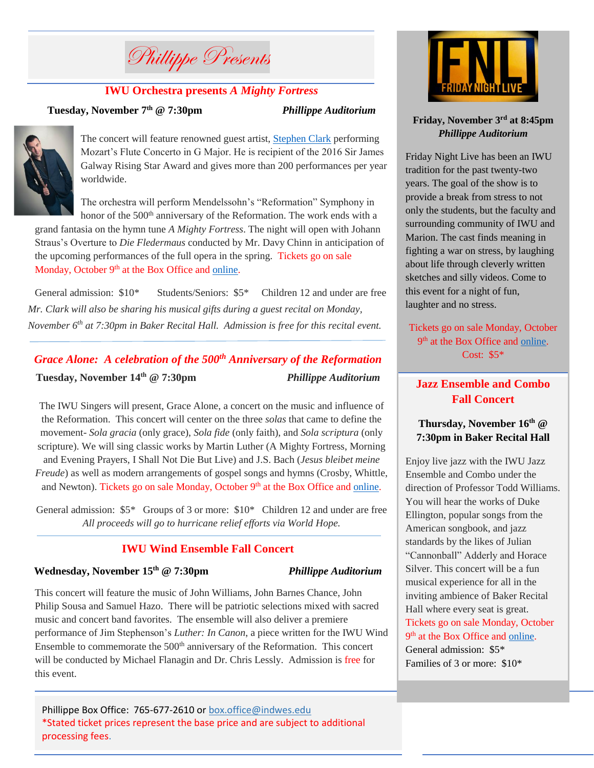# Phillippe Presents

## IWU Orchestra presents *A Mighty Fortress*

**Tuesday, November 7th @ 7:30pm** ***Phillippe Auditorium***

The concert will feature renowned guest artist, Stephen Clark performing Mozart's Flute Concerto in G Major. He is recipient of the 2016 Sir James Galway Rising Star Award and gives more than 200 performances per year worldwide.

The orchestra will perform Mendelssohn's "Reformation" Symphony in honor of the 500th anniversary of the Reformation. The work ends with a grand fantasia on the hymn tune *A Mighty Fortress*. The night will open with Johann Straus's Overture to *Die Fledermaus* conducted by Mr. Davy Chinn in anticipation of the upcoming performances of the full opera in the spring. Tickets go on sale Monday, October 9th at the Box Office and online.

General admission: $10* Students/Seniors: $5* Children 12 and under are free

*Mr. Clark will also be sharing his musical gifts during a guest recital on Monday, November 6th at 7:30pm in Baker Recital Hall. Admission is free for this recital event.*

## *Grace Alone: A celebration of the 500th Anniversary of the Reformation*

**Tuesday, November 14th @ 7:30pm** ***Phillippe Auditorium***

The IWU Singers will present, Grace Alone, a concert on the music and influence of the Reformation. This concert will center on the three *solas* that came to define the movement- *Sola gracia* (only grace), *Sola fide* (only faith), and *Sola scriptura* (only scripture). We will sing classic works by Martin Luther (A Mighty Fortress, Morning and Evening Prayers, I Shall Not Die But Live) and J.S. Bach (*Jesus bleibet meine Freude*) as well as modern arrangements of gospel songs and hymns (Crosby, Whittle, and Newton). Tickets go on sale Monday, October 9th at the Box Office and online.

General admission: $5* Groups of 3 or more: $10* Children 12 and under are free

*All proceeds will go to hurricane relief efforts via World Hope.*

## IWU Wind Ensemble Fall Concert

**Wednesday, November 15th @ 7:30pm** ***Phillippe Auditorium***

This concert will feature the music of John Williams, John Barnes Chance, John Philip Sousa and Samuel Hazo. There will be patriotic selections mixed with sacred music and concert band favorites. The ensemble will also deliver a premiere performance of Jim Stephenson's *Luther: In Canon*, a piece written for the IWU Wind Ensemble to commemorate the 500th anniversary of the Reformation. This concert will be conducted by Michael Flanagin and Dr. Chris Lessly. Admission is free for this event.

## FNL Friday Night Live

**Friday, November 3rd at 8:45pm**
***Phillippe Auditorium***

Friday Night Live has been an IWU tradition for the past twenty-two years. The goal of the show is to provide a break from stress to not only the students, but the faculty and surrounding community of IWU and Marion. The cast finds meaning in fighting a war on stress, by laughing about life through cleverly written sketches and silly videos. Come to this event for a night of fun, laughter and no stress.

Tickets go on sale Monday, October 9th at the Box Office and online.
Cost: $5*

## Jazz Ensemble and Combo Fall Concert

**Thursday, November 16th @ 7:30pm in Baker Recital Hall**

Enjoy live jazz with the IWU Jazz Ensemble and Combo under the direction of Professor Todd Williams. You will hear the works of Duke Ellington, popular songs from the American songbook, and jazz standards by the likes of Julian "Cannonball" Adderly and Horace Silver. This concert will be a fun musical experience for all in the inviting ambience of Baker Recital Hall where every seat is great. Tickets go on sale Monday, October 9th at the Box Office and online.

General admission: $5*
Families of 3 or more: $10*

---

Phillippe Box Office: 765-677-2610 or box.office@indwes.edu
*Stated ticket prices represent the base price and are subject to additional processing fees.